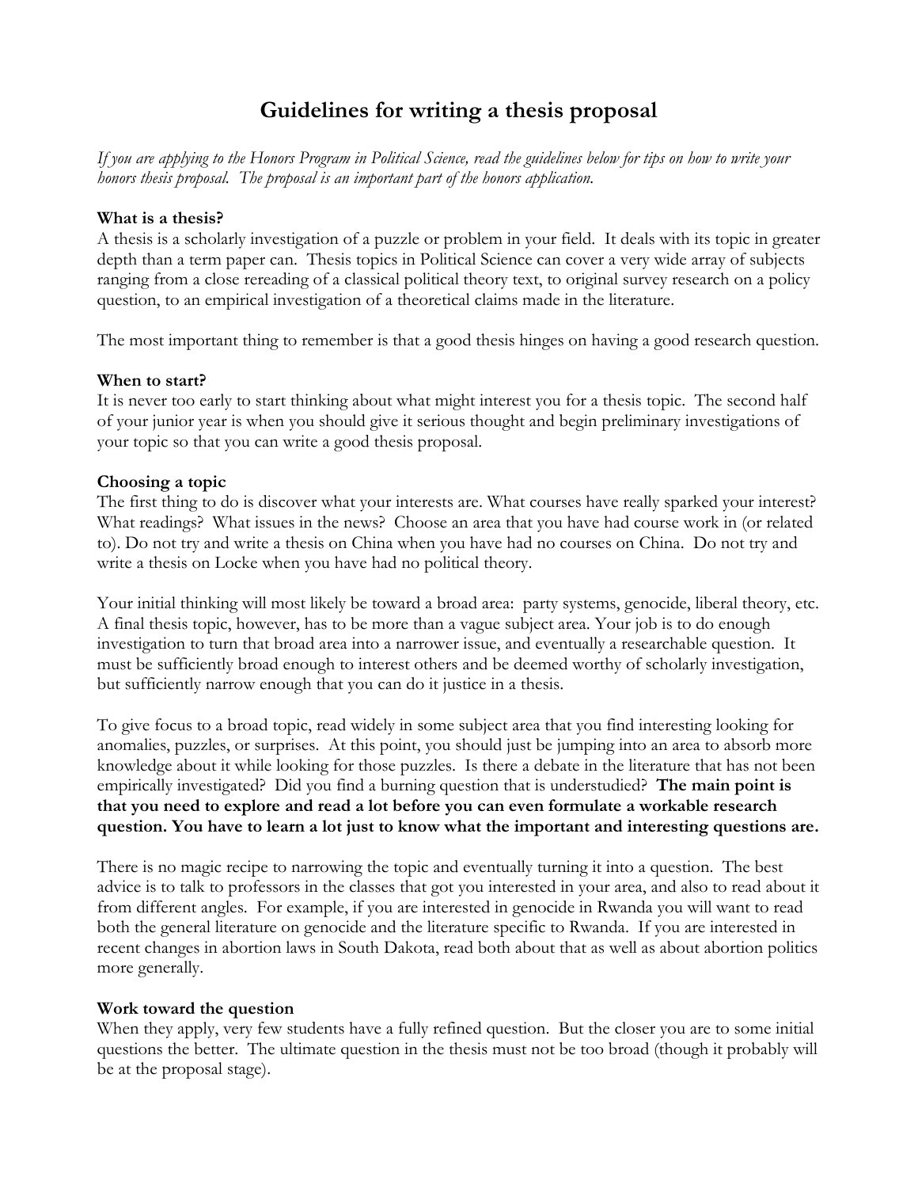# Guidelines for writing a thesis proposal

*If you are applying to the Honors Program in Political Science, read the guidelines below for tips on how to write your honors thesis proposal. The proposal is an important part of the honors application.*

**What is a thesis?**

A thesis is a scholarly investigation of a puzzle or problem in your field. It deals with its topic in greater depth than a term paper can. Thesis topics in Political Science can cover a very wide array of subjects ranging from a close rereading of a classical political theory text, to original survey research on a policy question, to an empirical investigation of a theoretical claims made in the literature.

The most important thing to remember is that a good thesis hinges on having a good research question.

**When to start?**

It is never too early to start thinking about what might interest you for a thesis topic. The second half of your junior year is when you should give it serious thought and begin preliminary investigations of your topic so that you can write a good thesis proposal.

**Choosing a topic**

The first thing to do is discover what your interests are. What courses have really sparked your interest? What readings? What issues in the news? Choose an area that you have had course work in (or related to). Do not try and write a thesis on China when you have had no courses on China. Do not try and write a thesis on Locke when you have had no political theory.

Your initial thinking will most likely be toward a broad area: party systems, genocide, liberal theory, etc. A final thesis topic, however, has to be more than a vague subject area. Your job is to do enough investigation to turn that broad area into a narrower issue, and eventually a researchable question. It must be sufficiently broad enough to interest others and be deemed worthy of scholarly investigation, but sufficiently narrow enough that you can do it justice in a thesis.

To give focus to a broad topic, read widely in some subject area that you find interesting looking for anomalies, puzzles, or surprises. At this point, you should just be jumping into an area to absorb more knowledge about it while looking for those puzzles. Is there a debate in the literature that has not been empirically investigated? Did you find a burning question that is understudied? **The main point is that you need to explore and read a lot before you can even formulate a workable research question. You have to learn a lot just to know what the important and interesting questions are.**

There is no magic recipe to narrowing the topic and eventually turning it into a question. The best advice is to talk to professors in the classes that got you interested in your area, and also to read about it from different angles. For example, if you are interested in genocide in Rwanda you will want to read both the general literature on genocide and the literature specific to Rwanda. If you are interested in recent changes in abortion laws in South Dakota, read both about that as well as about abortion politics more generally.

**Work toward the question**

When they apply, very few students have a fully refined question. But the closer you are to some initial questions the better. The ultimate question in the thesis must not be too broad (though it probably will be at the proposal stage).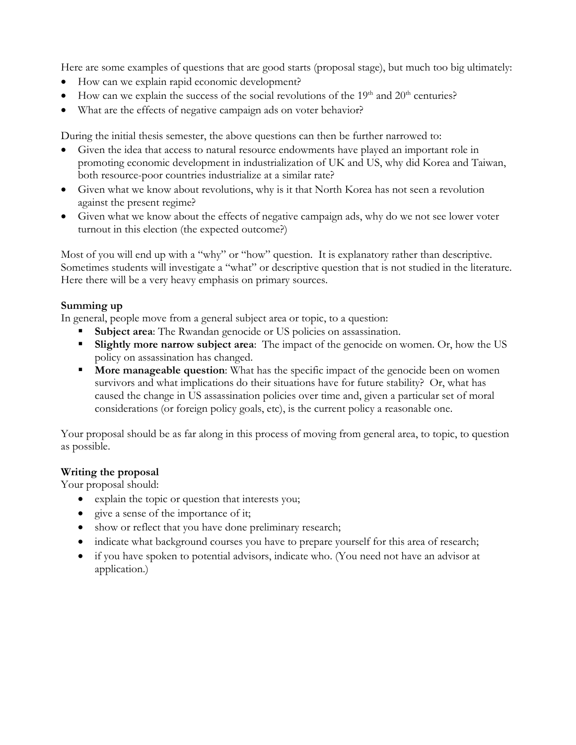Here are some examples of questions that are good starts (proposal stage), but much too big ultimately:

- How can we explain rapid economic development?
- How can we explain the success of the social revolutions of the 19th and 20th centuries?
- What are the effects of negative campaign ads on voter behavior?

During the initial thesis semester, the above questions can then be further narrowed to:

- Given the idea that access to natural resource endowments have played an important role in promoting economic development in industrialization of UK and US, why did Korea and Taiwan, both resource-poor countries industrialize at a similar rate?
- Given what we know about revolutions, why is it that North Korea has not seen a revolution against the present regime?
- Given what we know about the effects of negative campaign ads, why do we not see lower voter turnout in this election (the expected outcome?)

Most of you will end up with a "why" or "how" question. It is explanatory rather than descriptive. Sometimes students will investigate a "what" or descriptive question that is not studied in the literature. Here there will be a very heavy emphasis on primary sources.

**Summing up**

In general, people move from a general subject area or topic, to a question:

- **Subject area**: The Rwandan genocide or US policies on assassination.
- **Slightly more narrow subject area**: The impact of the genocide on women. Or, how the US policy on assassination has changed.
- **More manageable question**: What has the specific impact of the genocide been on women survivors and what implications do their situations have for future stability? Or, what has caused the change in US assassination policies over time and, given a particular set of moral considerations (or foreign policy goals, etc), is the current policy a reasonable one.

Your proposal should be as far along in this process of moving from general area, to topic, to question as possible.

**Writing the proposal**

Your proposal should:

- explain the topic or question that interests you;
- give a sense of the importance of it;
- show or reflect that you have done preliminary research;
- indicate what background courses you have to prepare yourself for this area of research;
- if you have spoken to potential advisors, indicate who. (You need not have an advisor at application.)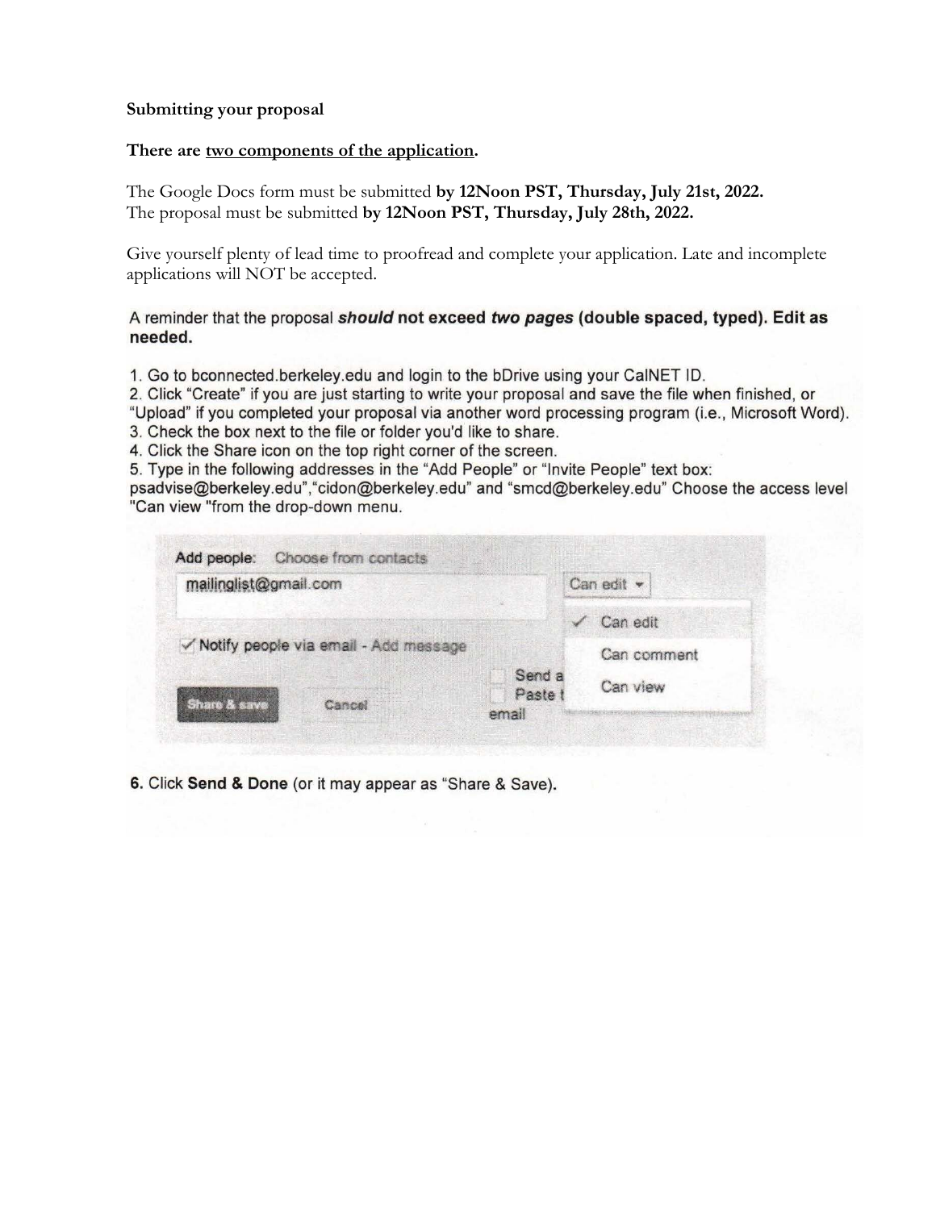**Submitting your proposal**

**There are two components of the application.**

The Google Docs form must be submitted **by 12Noon PST, Thursday, July 21st, 2022.**
The proposal must be submitted **by 12Noon PST, Thursday, July 28th, 2022.**

Give yourself plenty of lead time to proofread and complete your application. Late and incomplete applications will NOT be accepted.

A reminder that the proposal ***should* not exceed *two pages* (double spaced, typed). Edit as needed.**

1. Go to bconnected.berkeley.edu and login to the bDrive using your CalNET ID.
2. Click "Create" if you are just starting to write your proposal and save the file when finished, or "Upload" if you completed your proposal via another word processing program (i.e., Microsoft Word).
3. Check the box next to the file or folder you'd like to share.
4. Click the Share icon on the top right corner of the screen.
5. Type in the following addresses in the "Add People" or "Invite People" text box: psadvise@berkeley.edu","cidon@berkeley.edu" and "smcd@berkeley.edu" Choose the access level "Can view "from the drop-down menu.

Add people: Choose from contacts
mailinglist@gmail.com
Can edit
✓ Can edit
Can comment
Can view
✓ Notify people via email - Add message
Send a
Paste t
email
Share & save
Cancel

6. Click **Send & Done** (or it may appear as "Share & Save).